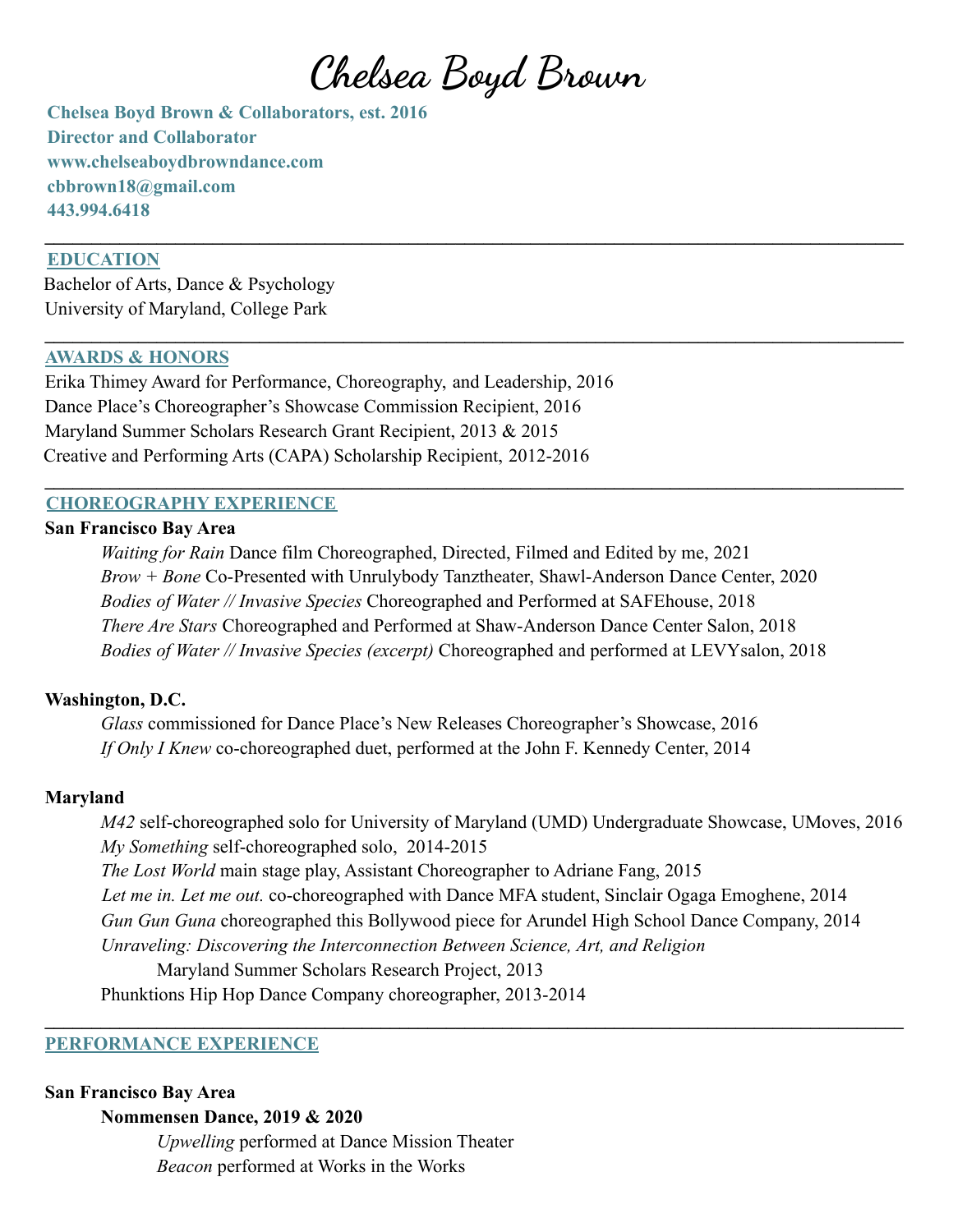# Chelsea Boyd Brown

**Chelsea Boyd Brown & Collaborators, est. 2016**
**Director and Collaborator**
**www.chelseaboydbrowndance.com**
**cbbrown18@gmail.com**
**443.994.6418**

---

## EDUCATION

Bachelor of Arts, Dance & Psychology
University of Maryland, College Park

---

## AWARDS & HONORS

Erika Thimey Award for Performance, Choreography, and Leadership, 2016
Dance Place's Choreographer's Showcase Commission Recipient, 2016
Maryland Summer Scholars Research Grant Recipient, 2013 & 2015
Creative and Performing Arts (CAPA) Scholarship Recipient, 2012-2016

---

## CHOREOGRAPHY EXPERIENCE

**San Francisco Bay Area**

*Waiting for Rain* Dance film Choreographed, Directed, Filmed and Edited by me, 2021
*Brow + Bone* Co-Presented with Unrulybody Tanztheater, Shawl-Anderson Dance Center, 2020
*Bodies of Water // Invasive Species* Choreographed and Performed at SAFEhouse, 2018
*There Are Stars* Choreographed and Performed at Shaw-Anderson Dance Center Salon, 2018
*Bodies of Water // Invasive Species (excerpt)* Choreographed and performed at LEVYsalon, 2018

**Washington, D.C.**

*Glass* commissioned for Dance Place's New Releases Choreographer's Showcase, 2016
*If Only I Knew* co-choreographed duet, performed at the John F. Kennedy Center, 2014

**Maryland**

*M42* self-choreographed solo for University of Maryland (UMD) Undergraduate Showcase, UMoves, 2016
*My Something* self-choreographed solo, 2014-2015
*The Lost World* main stage play, Assistant Choreographer to Adriane Fang, 2015
*Let me in. Let me out.* co-choreographed with Dance MFA student, Sinclair Ogaga Emoghene, 2014
*Gun Gun Guna* choreographed this Bollywood piece for Arundel High School Dance Company, 2014
*Unraveling: Discovering the Interconnection Between Science, Art, and Religion*
Maryland Summer Scholars Research Project, 2013
Phunktions Hip Hop Dance Company choreographer, 2013-2014

---

## PERFORMANCE EXPERIENCE

**San Francisco Bay Area**

**Nommensen Dance, 2019 & 2020**

*Upwelling* performed at Dance Mission Theater
*Beacon* performed at Works in the Works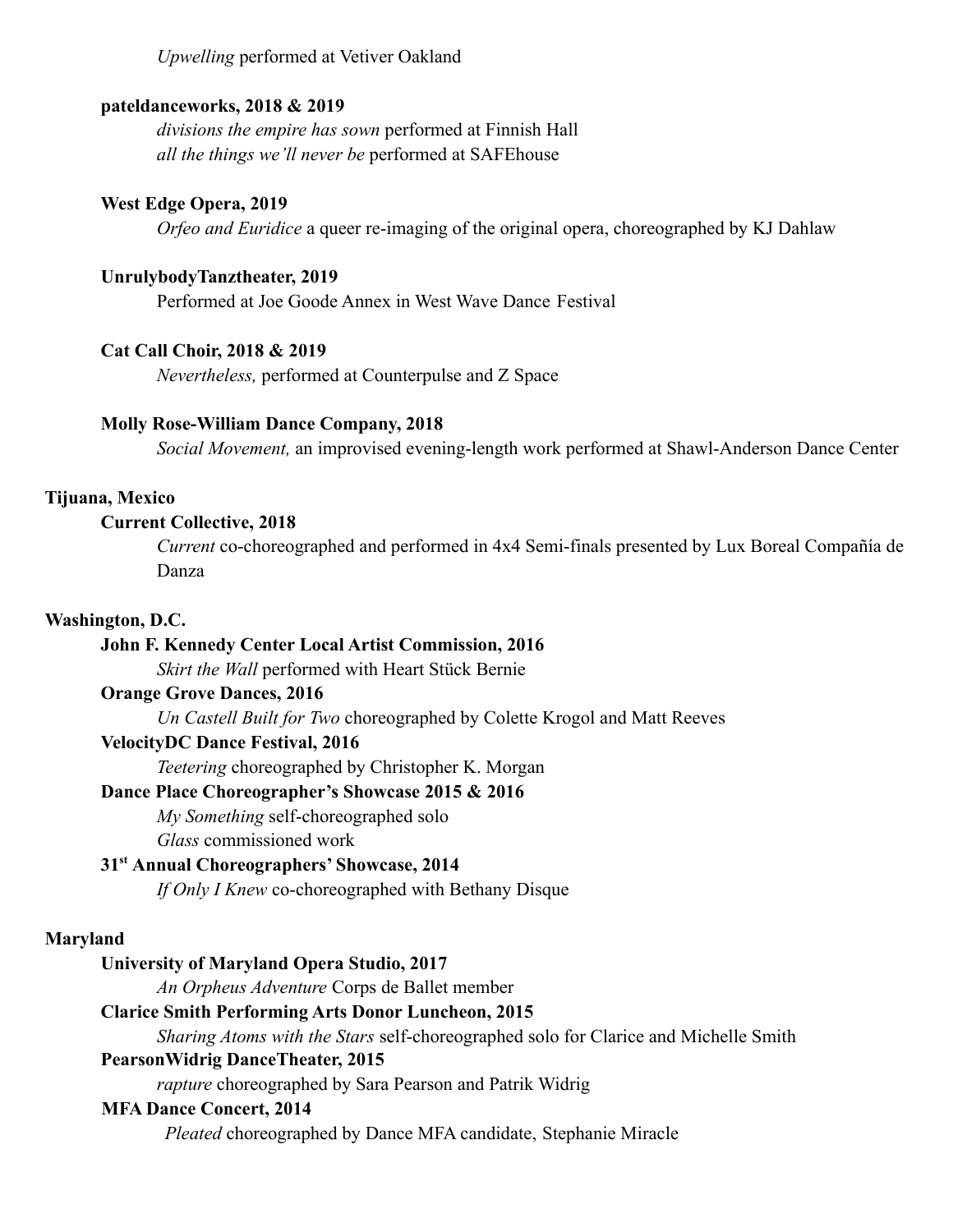*Upwelling* performed at Vetiver Oakland

**pateldanceworks, 2018 & 2019**

*divisions the empire has sown* performed at Finnish Hall
*all the things we'll never be* performed at SAFEhouse

**West Edge Opera, 2019**

*Orfeo and Euridice* a queer re-imaging of the original opera, choreographed by KJ Dahlaw

**UnrulybodyTanztheater, 2019**

Performed at Joe Goode Annex in West Wave Dance Festival

**Cat Call Choir, 2018 & 2019**

*Nevertheless,* performed at Counterpulse and Z Space

**Molly Rose-William Dance Company, 2018**

*Social Movement,* an improvised evening-length work performed at Shawl-Anderson Dance Center

**Tijuana, Mexico**

**Current Collective, 2018**

*Current* co-choreographed and performed in 4x4 Semi-finals presented by Lux Boreal Compañía de Danza

**Washington, D.C.**

**John F. Kennedy Center Local Artist Commission, 2016**

*Skirt the Wall* performed with Heart Stück Bernie

**Orange Grove Dances, 2016**

*Un Castell Built for Two* choreographed by Colette Krogol and Matt Reeves

**VelocityDC Dance Festival, 2016**

*Teetering* choreographed by Christopher K. Morgan

**Dance Place Choreographer's Showcase 2015 & 2016**

*My Something* self-choreographed solo
*Glass* commissioned work

**31st Annual Choreographers' Showcase, 2014**

*If Only I Knew* co-choreographed with Bethany Disque

**Maryland**

**University of Maryland Opera Studio, 2017**

*An Orpheus Adventure* Corps de Ballet member

**Clarice Smith Performing Arts Donor Luncheon, 2015**

*Sharing Atoms with the Stars* self-choreographed solo for Clarice and Michelle Smith

**PearsonWidrig DanceTheater, 2015**

*rapture* choreographed by Sara Pearson and Patrik Widrig

**MFA Dance Concert, 2014**

*Pleated* choreographed by Dance MFA candidate, Stephanie Miracle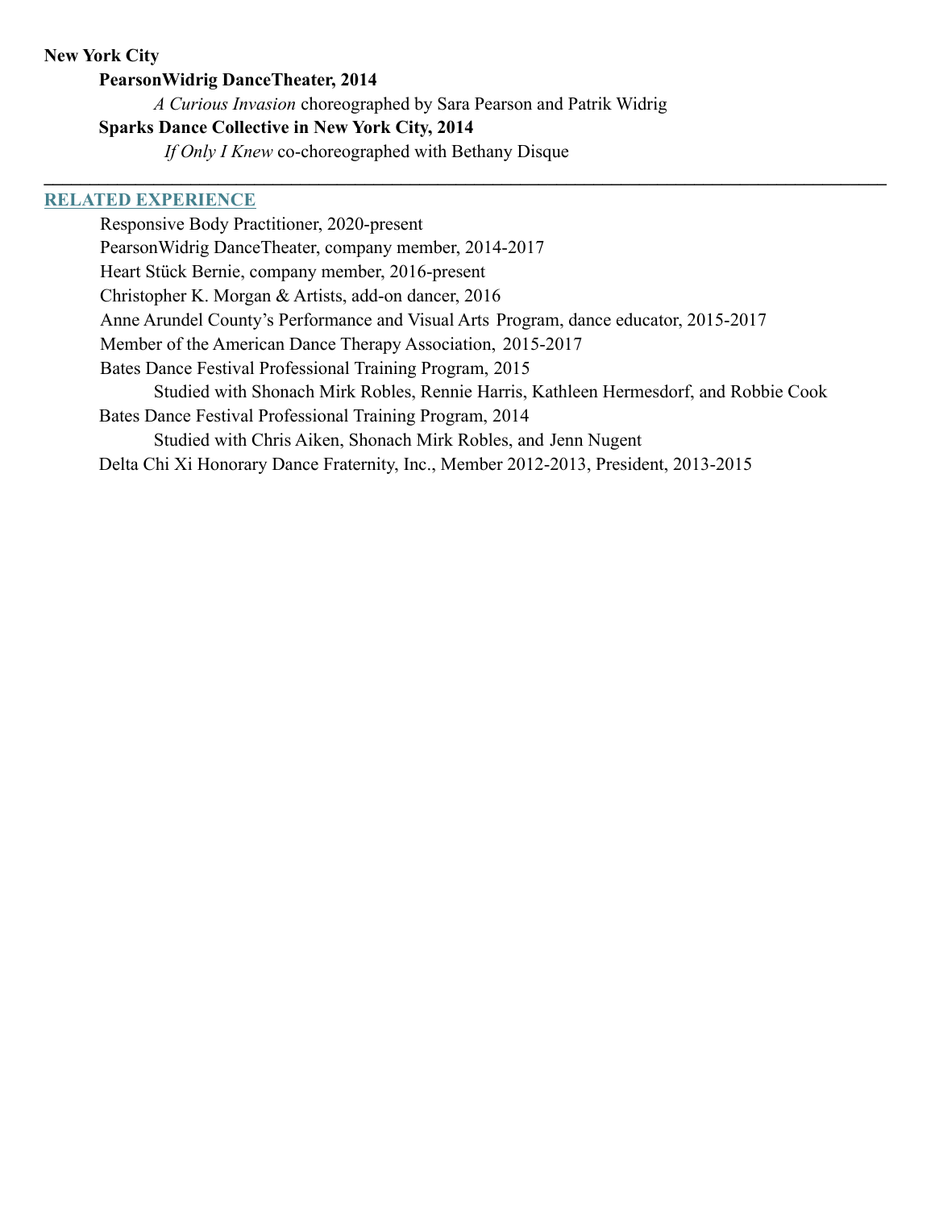**New York City**

**PearsonWidrig DanceTheater, 2014**

*A Curious Invasion* choreographed by Sara Pearson and Patrik Widrig

**Sparks Dance Collective in New York City, 2014**

*If Only I Knew* co-choreographed with Bethany Disque

---

## RELATED EXPERIENCE

Responsive Body Practitioner, 2020-present

PearsonWidrig DanceTheater, company member, 2014-2017

Heart Stück Bernie, company member, 2016-present

Christopher K. Morgan & Artists, add-on dancer, 2016

Anne Arundel County's Performance and Visual Arts Program, dance educator, 2015-2017

Member of the American Dance Therapy Association, 2015-2017

Bates Dance Festival Professional Training Program, 2015

Studied with Shonach Mirk Robles, Rennie Harris, Kathleen Hermesdorf, and Robbie Cook

Bates Dance Festival Professional Training Program, 2014

Studied with Chris Aiken, Shonach Mirk Robles, and Jenn Nugent

Delta Chi Xi Honorary Dance Fraternity, Inc., Member 2012-2013, President, 2013-2015